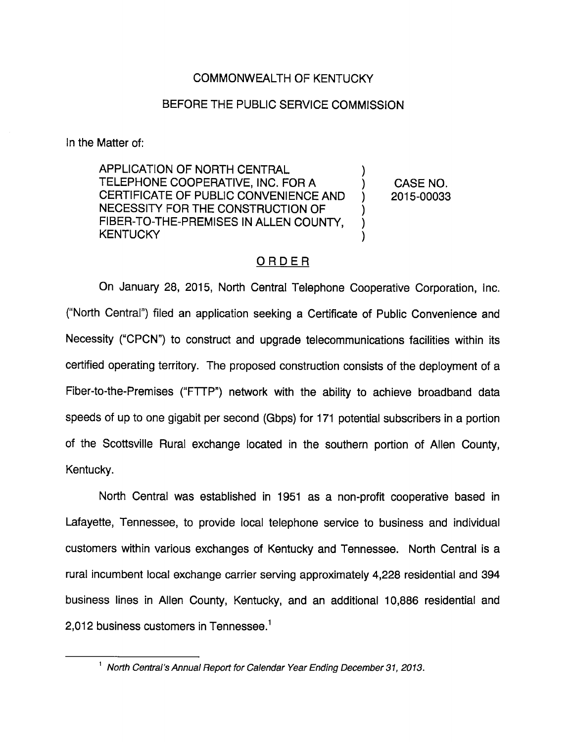COMMONWEALTH OF KENTUCKY

BEFORE THE PUBLIC SERVICE COMMISSION

In the Matter of:

| | | |
|---|---|---|
| APPLICATION OF NORTH CENTRAL TELEPHONE COOPERATIVE, INC. FOR A CERTIFICATE OF PUBLIC CONVENIENCE AND NECESSITY FOR THE CONSTRUCTION OF FIBER-TO-THE-PREMISES IN ALLEN COUNTY, KENTUCKY | ) ) ) ) ) ) | CASE NO. 2015-00033 |

## ORDER

On January 28, 2015, North Central Telephone Cooperative Corporation, Inc. ("North Central") filed an application seeking a Certificate of Public Convenience and Necessity ("CPCN") to construct and upgrade telecommunications facilities within its certified operating territory. The proposed construction consists of the deployment of a Fiber-to-the-Premises ("FTTP") network with the ability to achieve broadband data speeds of up to one gigabit per second (Gbps) for 171 potential subscribers in a portion of the Scottsville Rural exchange located in the southern portion of Allen County, Kentucky.

North Central was established in 1951 as a non-profit cooperative based in Lafayette, Tennessee, to provide local telephone service to business and individual customers within various exchanges of Kentucky and Tennessee. North Central is a rural incumbent local exchange carrier serving approximately 4,228 residential and 394 business lines in Allen County, Kentucky, and an additional 10,886 residential and 2,012 business customers in Tennessee.[1]

---

[1] *North Central's Annual Report for Calendar Year Ending December 31, 2013.*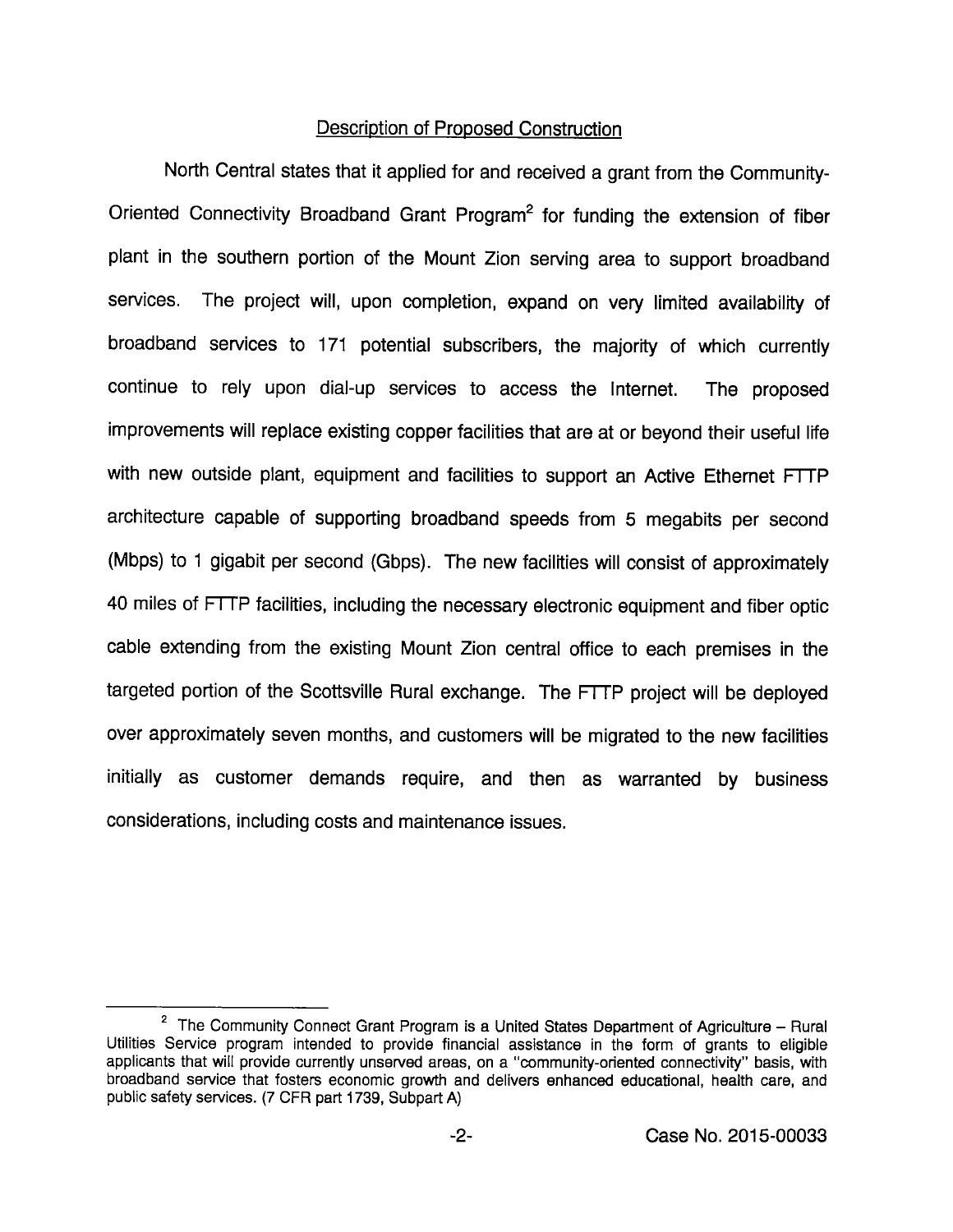## Description of Proposed Construction

North Central states that it applied for and received a grant from the Community-Oriented Connectivity Broadband Grant Program[2] for funding the extension of fiber plant in the southern portion of the Mount Zion serving area to support broadband services. The project will, upon completion, expand on very limited availability of broadband services to 171 potential subscribers, the majority of which currently continue to rely upon dial-up services to access the Internet. The proposed improvements will replace existing copper facilities that are at or beyond their useful life with new outside plant, equipment and facilities to support an Active Ethernet FTTP architecture capable of supporting broadband speeds from 5 megabits per second (Mbps) to 1 gigabit per second (Gbps). The new facilities will consist of approximately 40 miles of FTTP facilities, including the necessary electronic equipment and fiber optic cable extending from the existing Mount Zion central office to each premises in the targeted portion of the Scottsville Rural exchange. The FTTP project will be deployed over approximately seven months, and customers will be migrated to the new facilities initially as customer demands require, and then as warranted by business considerations, including costs and maintenance issues.

---

[2] The Community Connect Grant Program is a United States Department of Agriculture – Rural Utilities Service program intended to provide financial assistance in the form of grants to eligible applicants that will provide currently unserved areas, on a "community-oriented connectivity" basis, with broadband service that fosters economic growth and delivers enhanced educational, health care, and public safety services. (7 CFR part 1739, Subpart A)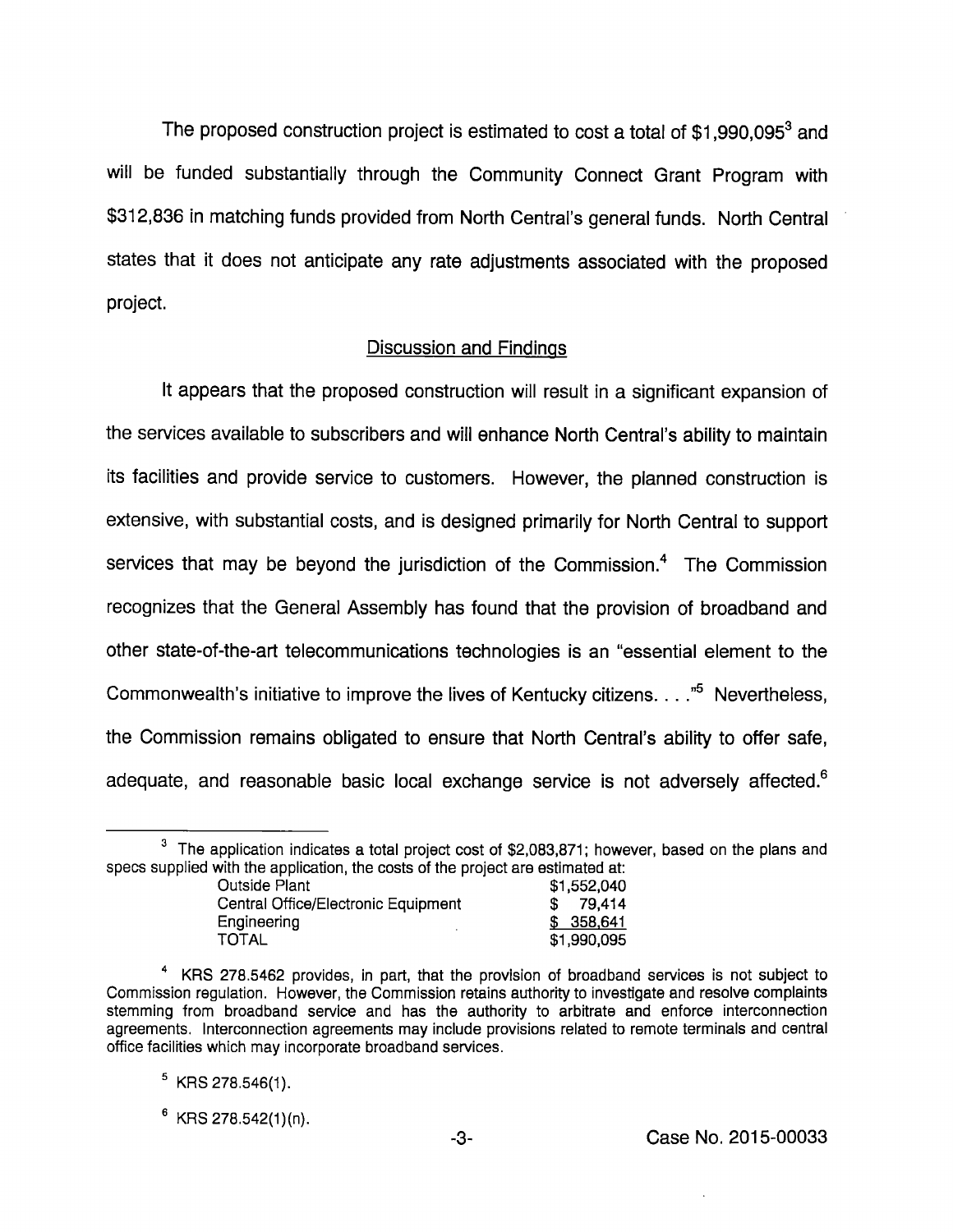The proposed construction project is estimated to cost a total of $1,990,095[3] and will be funded substantially through the Community Connect Grant Program with $312,836 in matching funds provided from North Central's general funds. North Central states that it does not anticipate any rate adjustments associated with the proposed project.

## Discussion and Findings

It appears that the proposed construction will result in a significant expansion of the services available to subscribers and will enhance North Central's ability to maintain its facilities and provide service to customers. However, the planned construction is extensive, with substantial costs, and is designed primarily for North Central to support services that may be beyond the jurisdiction of the Commission.[4] The Commission recognizes that the General Assembly has found that the provision of broadband and other state-of-the-art telecommunications technologies is an "essential element to the Commonwealth's initiative to improve the lives of Kentucky citizens. . . ."[5] Nevertheless, the Commission remains obligated to ensure that North Central's ability to offer safe, adequate, and reasonable basic local exchange service is not adversely affected.[6]

---

[3] The application indicates a total project cost of $2,083,871; however, based on the plans and specs supplied with the application, the costs of the project are estimated at:

| | |
|---|---|
| Outside Plant | $1,552,040 |
| Central Office/Electronic Equipment | $ 79,414 |
| Engineering | $ 358,641 |
| TOTAL | $1,990,095 |

[4] KRS 278.5462 provides, in part, that the provision of broadband services is not subject to Commission regulation. However, the Commission retains authority to investigate and resolve complaints stemming from broadband service and has the authority to arbitrate and enforce interconnection agreements. Interconnection agreements may include provisions related to remote terminals and central office facilities which may incorporate broadband services.

[5] KRS 278.546(1).

[6] KRS 278.542(1)(n).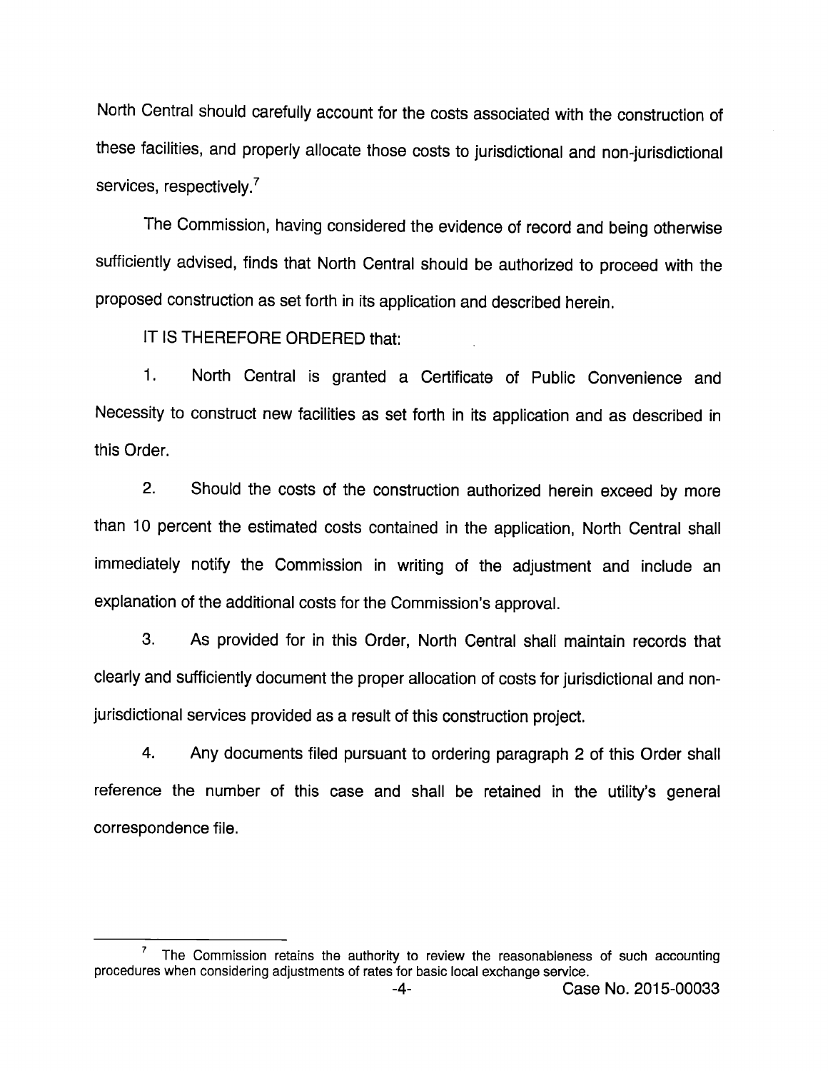North Central should carefully account for the costs associated with the construction of these facilities, and properly allocate those costs to jurisdictional and non-jurisdictional services, respectively.[7]

The Commission, having considered the evidence of record and being otherwise sufficiently advised, finds that North Central should be authorized to proceed with the proposed construction as set forth in its application and described herein.

IT IS THEREFORE ORDERED that:

1. North Central is granted a Certificate of Public Convenience and Necessity to construct new facilities as set forth in its application and as described in this Order.

2. Should the costs of the construction authorized herein exceed by more than 10 percent the estimated costs contained in the application, North Central shall immediately notify the Commission in writing of the adjustment and include an explanation of the additional costs for the Commission's approval.

3. As provided for in this Order, North Central shall maintain records that clearly and sufficiently document the proper allocation of costs for jurisdictional and non-jurisdictional services provided as a result of this construction project.

4. Any documents filed pursuant to ordering paragraph 2 of this Order shall reference the number of this case and shall be retained in the utility's general correspondence file.

---

[7] The Commission retains the authority to review the reasonableness of such accounting procedures when considering adjustments of rates for basic local exchange service.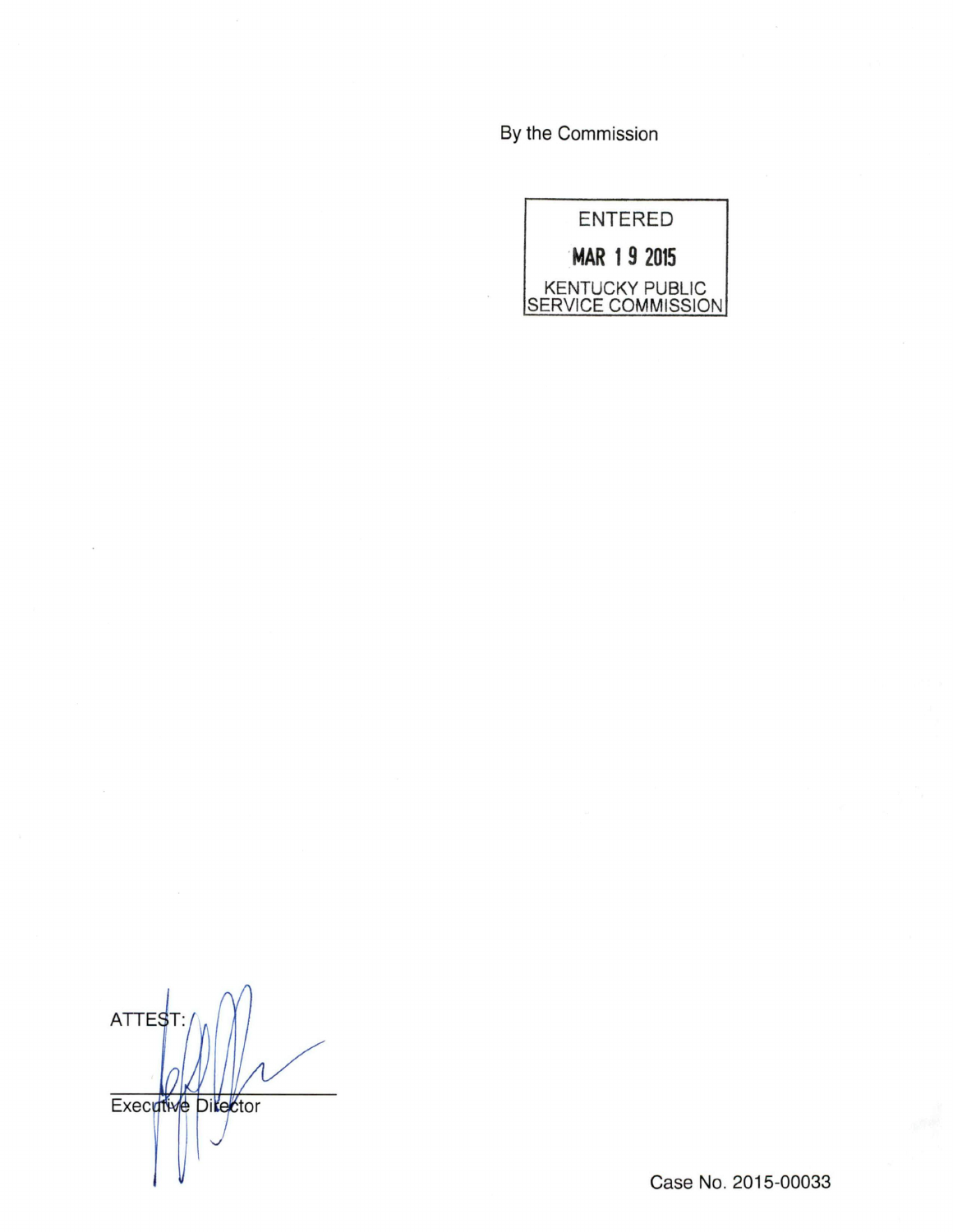By the Commission

ENTERED

MAR 19 2015

KENTUCKY PUBLIC SERVICE COMMISSION

ATTEST:

Executive Director

Case No. 2015-00033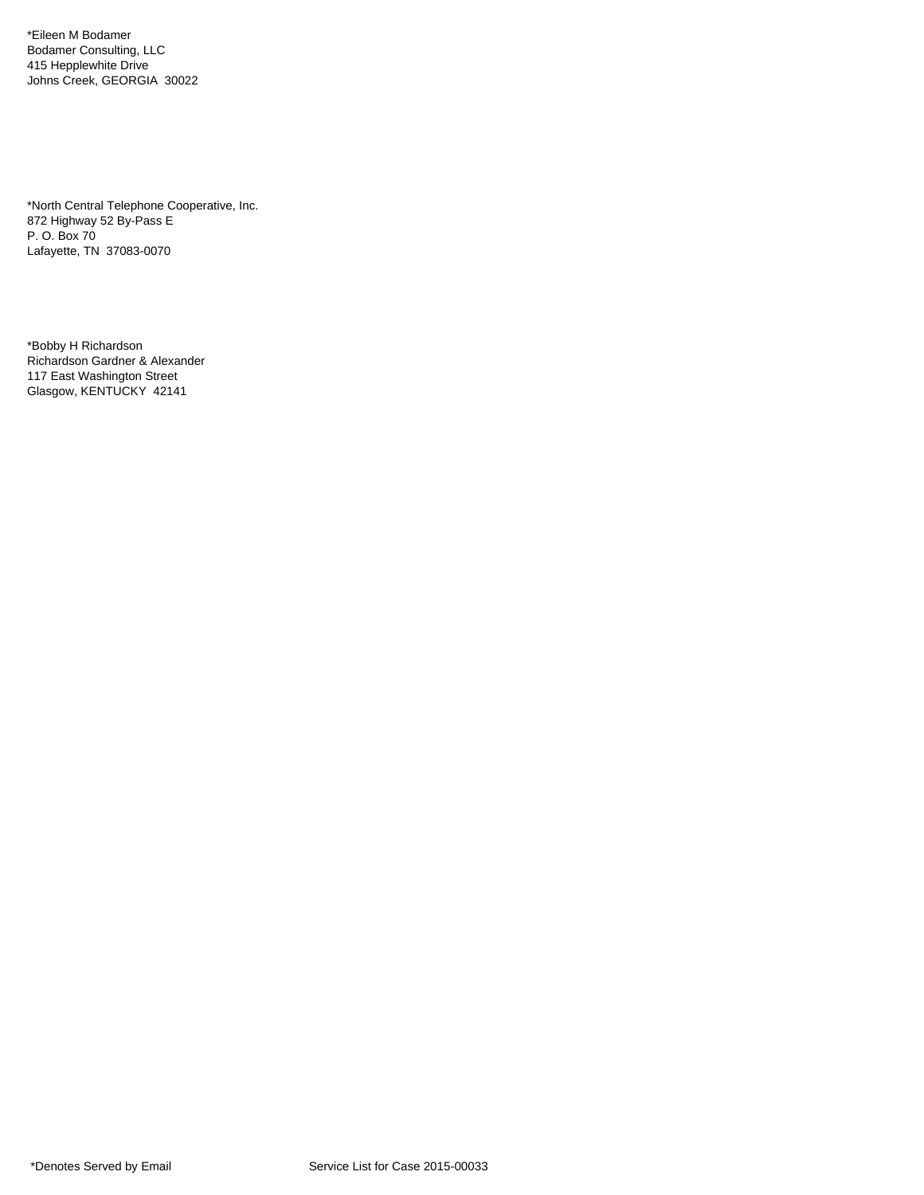*Eileen M Bodamer
Bodamer Consulting, LLC
415 Hepplewhite Drive
Johns Creek, GEORGIA 30022

*North Central Telephone Cooperative, Inc.
872 Highway 52 By-Pass E
P. O. Box 70
Lafayette, TN 37083-0070

*Bobby H Richardson
Richardson Gardner & Alexander
117 East Washington Street
Glasgow, KENTUCKY 42141

*Denotes Served by Email

Service List for Case 2015-00033